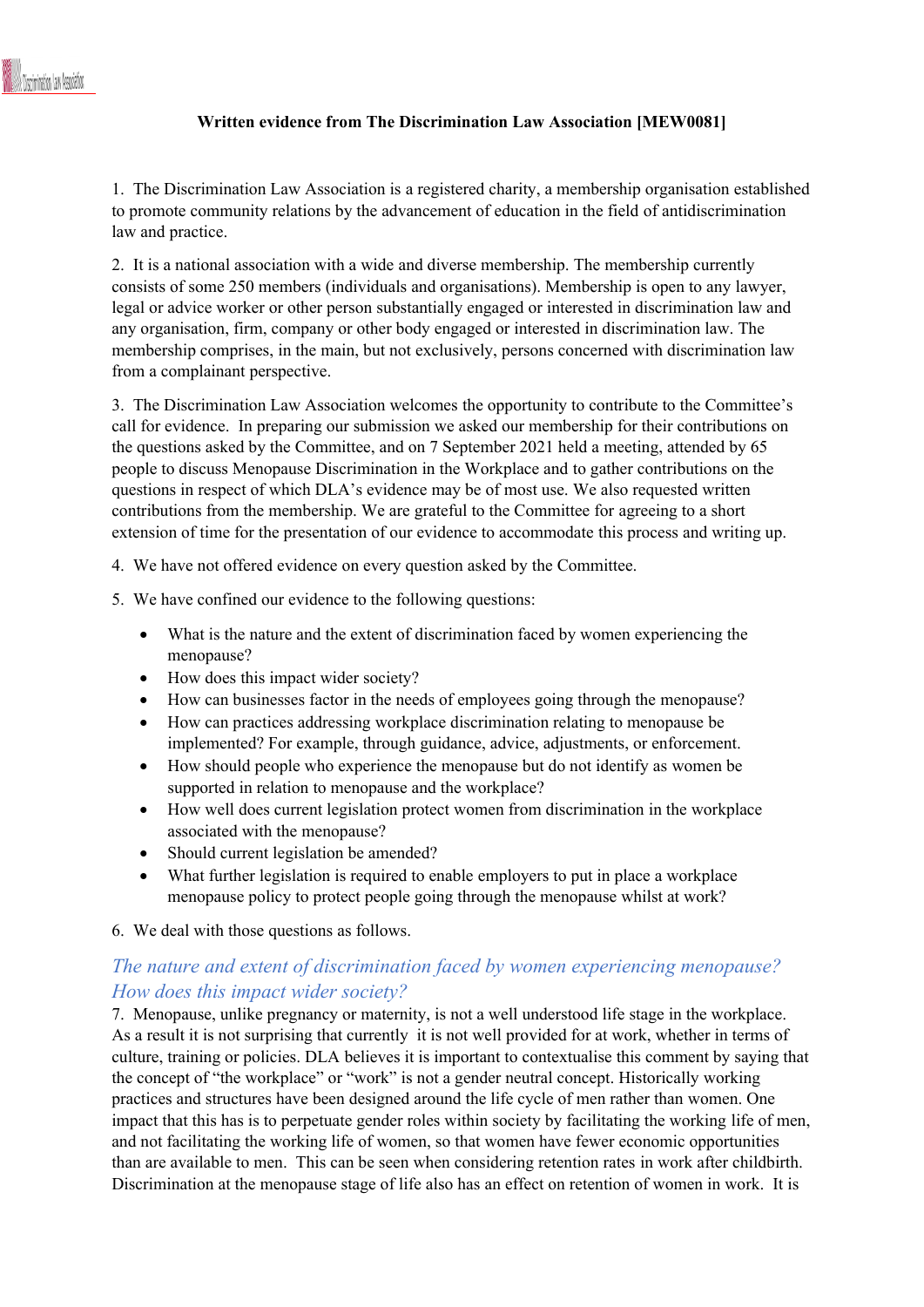**Written evidence from The Discrimination Law Association [MEW0081]**

1. The Discrimination Law Association is a registered charity, a membership organisation established to promote community relations by the advancement of education in the field of antidiscrimination law and practice.

2. It is a national association with a wide and diverse membership. The membership currently consists of some 250 members (individuals and organisations). Membership is open to any lawyer, legal or advice worker or other person substantially engaged or interested in discrimination law and any organisation, firm, company or other body engaged or interested in discrimination law. The membership comprises, in the main, but not exclusively, persons concerned with discrimination law from a complainant perspective.

3. The Discrimination Law Association welcomes the opportunity to contribute to the Committee's call for evidence. In preparing our submission we asked our membership for their contributions on the questions asked by the Committee, and on 7 September 2021 held a meeting, attended by 65 people to discuss Menopause Discrimination in the Workplace and to gather contributions on the questions in respect of which DLA's evidence may be of most use. We also requested written contributions from the membership. We are grateful to the Committee for agreeing to a short extension of time for the presentation of our evidence to accommodate this process and writing up.

4. We have not offered evidence on every question asked by the Committee.

5. We have confined our evidence to the following questions:

- What is the nature and the extent of discrimination faced by women experiencing the menopause?
- How does this impact wider society?
- How can businesses factor in the needs of employees going through the menopause?
- How can practices addressing workplace discrimination relating to menopause be implemented? For example, through guidance, advice, adjustments, or enforcement.
- How should people who experience the menopause but do not identify as women be supported in relation to menopause and the workplace?
- How well does current legislation protect women from discrimination in the workplace associated with the menopause?
- Should current legislation be amended?
- What further legislation is required to enable employers to put in place a workplace menopause policy to protect people going through the menopause whilst at work?

6. We deal with those questions as follows.

## *The nature and extent of discrimination faced by women experiencing menopause? How does this impact wider society?*

7. Menopause, unlike pregnancy or maternity, is not a well understood life stage in the workplace. As a result it is not surprising that currently it is not well provided for at work, whether in terms of culture, training or policies. DLA believes it is important to contextualise this comment by saying that the concept of "the workplace" or "work" is not a gender neutral concept. Historically working practices and structures have been designed around the life cycle of men rather than women. One impact that this has is to perpetuate gender roles within society by facilitating the working life of men, and not facilitating the working life of women, so that women have fewer economic opportunities than are available to men. This can be seen when considering retention rates in work after childbirth. Discrimination at the menopause stage of life also has an effect on retention of women in work. It is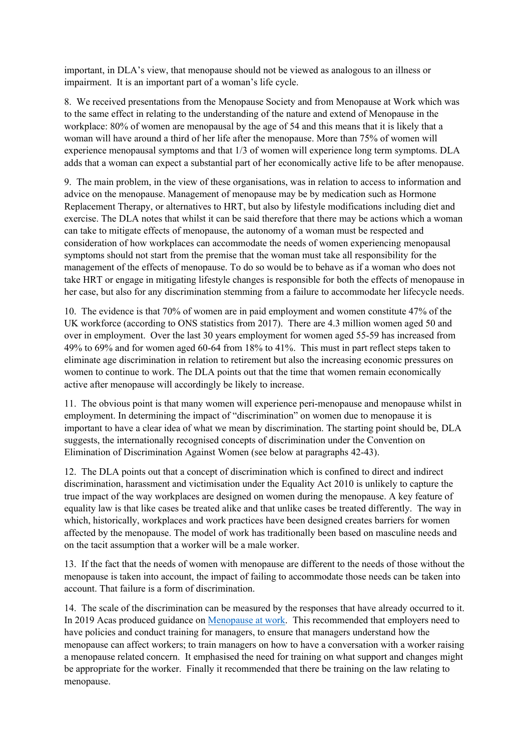important, in DLA's view, that menopause should not be viewed as analogous to an illness or impairment. It is an important part of a woman's life cycle.

8. We received presentations from the Menopause Society and from Menopause at Work which was to the same effect in relating to the understanding of the nature and extend of Menopause in the workplace: 80% of women are menopausal by the age of 54 and this means that it is likely that a woman will have around a third of her life after the menopause. More than 75% of women will experience menopausal symptoms and that 1/3 of women will experience long term symptoms. DLA adds that a woman can expect a substantial part of her economically active life to be after menopause.

9. The main problem, in the view of these organisations, was in relation to access to information and advice on the menopause. Management of menopause may be by medication such as Hormone Replacement Therapy, or alternatives to HRT, but also by lifestyle modifications including diet and exercise. The DLA notes that whilst it can be said therefore that there may be actions which a woman can take to mitigate effects of menopause, the autonomy of a woman must be respected and consideration of how workplaces can accommodate the needs of women experiencing menopausal symptoms should not start from the premise that the woman must take all responsibility for the management of the effects of menopause. To do so would be to behave as if a woman who does not take HRT or engage in mitigating lifestyle changes is responsible for both the effects of menopause in her case, but also for any discrimination stemming from a failure to accommodate her lifecycle needs.

10. The evidence is that 70% of women are in paid employment and women constitute 47% of the UK workforce (according to ONS statistics from 2017). There are 4.3 million women aged 50 and over in employment. Over the last 30 years employment for women aged 55-59 has increased from 49% to 69% and for women aged 60-64 from 18% to 41%. This must in part reflect steps taken to eliminate age discrimination in relation to retirement but also the increasing economic pressures on women to continue to work. The DLA points out that the time that women remain economically active after menopause will accordingly be likely to increase.

11. The obvious point is that many women will experience peri-menopause and menopause whilst in employment. In determining the impact of "discrimination" on women due to menopause it is important to have a clear idea of what we mean by discrimination. The starting point should be, DLA suggests, the internationally recognised concepts of discrimination under the Convention on Elimination of Discrimination Against Women (see below at paragraphs 42-43).

12. The DLA points out that a concept of discrimination which is confined to direct and indirect discrimination, harassment and victimisation under the Equality Act 2010 is unlikely to capture the true impact of the way workplaces are designed on women during the menopause. A key feature of equality law is that like cases be treated alike and that unlike cases be treated differently. The way in which, historically, workplaces and work practices have been designed creates barriers for women affected by the menopause. The model of work has traditionally been based on masculine needs and on the tacit assumption that a worker will be a male worker.

13. If the fact that the needs of women with menopause are different to the needs of those without the menopause is taken into account, the impact of failing to accommodate those needs can be taken into account. That failure is a form of discrimination.

14. The scale of the discrimination can be measured by the responses that have already occurred to it. In 2019 Acas produced guidance on Menopause at work. This recommended that employers need to have policies and conduct training for managers, to ensure that managers understand how the menopause can affect workers; to train managers on how to have a conversation with a worker raising a menopause related concern. It emphasised the need for training on what support and changes might be appropriate for the worker. Finally it recommended that there be training on the law relating to menopause.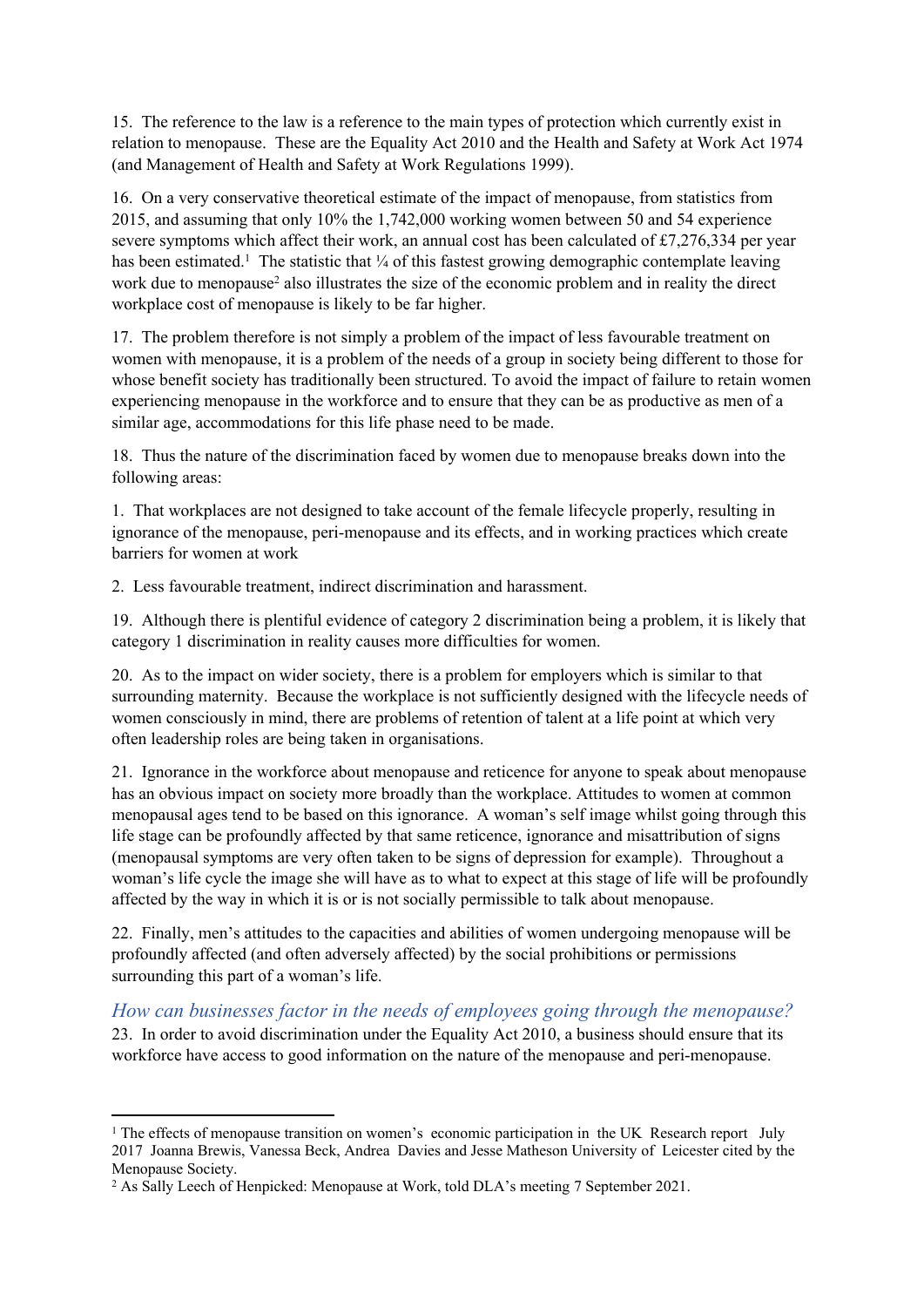15. The reference to the law is a reference to the main types of protection which currently exist in relation to menopause. These are the Equality Act 2010 and the Health and Safety at Work Act 1974 (and Management of Health and Safety at Work Regulations 1999).

16. On a very conservative theoretical estimate of the impact of menopause, from statistics from 2015, and assuming that only 10% the 1,742,000 working women between 50 and 54 experience severe symptoms which affect their work, an annual cost has been calculated of £7,276,334 per year has been estimated.[1] The statistic that ¼ of this fastest growing demographic contemplate leaving work due to menopause[2] also illustrates the size of the economic problem and in reality the direct workplace cost of menopause is likely to be far higher.

17. The problem therefore is not simply a problem of the impact of less favourable treatment on women with menopause, it is a problem of the needs of a group in society being different to those for whose benefit society has traditionally been structured. To avoid the impact of failure to retain women experiencing menopause in the workforce and to ensure that they can be as productive as men of a similar age, accommodations for this life phase need to be made.

18. Thus the nature of the discrimination faced by women due to menopause breaks down into the following areas:

1. That workplaces are not designed to take account of the female lifecycle properly, resulting in ignorance of the menopause, peri-menopause and its effects, and in working practices which create barriers for women at work

2. Less favourable treatment, indirect discrimination and harassment.

19. Although there is plentiful evidence of category 2 discrimination being a problem, it is likely that category 1 discrimination in reality causes more difficulties for women.

20. As to the impact on wider society, there is a problem for employers which is similar to that surrounding maternity. Because the workplace is not sufficiently designed with the lifecycle needs of women consciously in mind, there are problems of retention of talent at a life point at which very often leadership roles are being taken in organisations.

21. Ignorance in the workforce about menopause and reticence for anyone to speak about menopause has an obvious impact on society more broadly than the workplace. Attitudes to women at common menopausal ages tend to be based on this ignorance. A woman's self image whilst going through this life stage can be profoundly affected by that same reticence, ignorance and misattribution of signs (menopausal symptoms are very often taken to be signs of depression for example). Throughout a woman's life cycle the image she will have as to what to expect at this stage of life will be profoundly affected by the way in which it is or is not socially permissible to talk about menopause.

22. Finally, men's attitudes to the capacities and abilities of women undergoing menopause will be profoundly affected (and often adversely affected) by the social prohibitions or permissions surrounding this part of a woman's life.

### *How can businesses factor in the needs of employees going through the menopause?*

23. In order to avoid discrimination under the Equality Act 2010, a business should ensure that its workforce have access to good information on the nature of the menopause and peri-menopause.

---

[1] The effects of menopause transition on women's economic participation in the UK Research report July 2017 Joanna Brewis, Vanessa Beck, Andrea Davies and Jesse Matheson University of Leicester cited by the Menopause Society.

[2] As Sally Leech of Henpicked: Menopause at Work, told DLA's meeting 7 September 2021.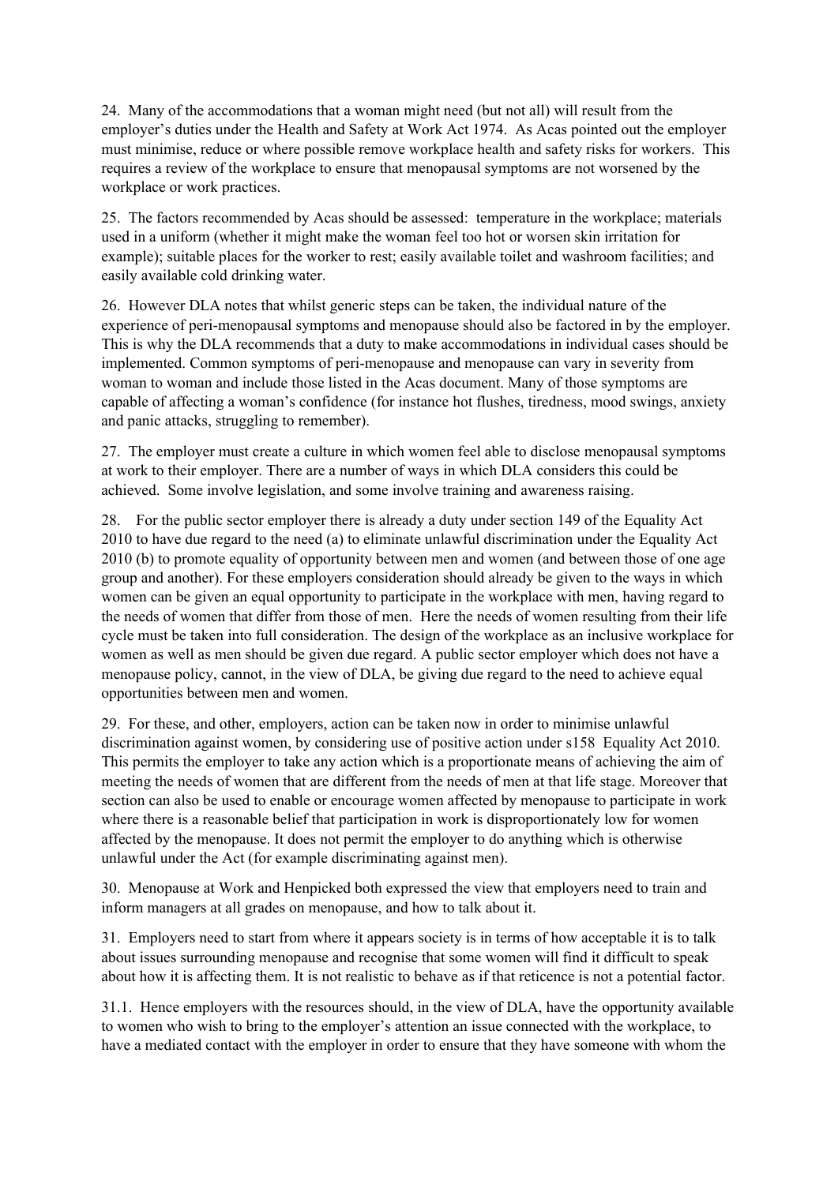24. Many of the accommodations that a woman might need (but not all) will result from the employer's duties under the Health and Safety at Work Act 1974. As Acas pointed out the employer must minimise, reduce or where possible remove workplace health and safety risks for workers. This requires a review of the workplace to ensure that menopausal symptoms are not worsened by the workplace or work practices.

25. The factors recommended by Acas should be assessed: temperature in the workplace; materials used in a uniform (whether it might make the woman feel too hot or worsen skin irritation for example); suitable places for the worker to rest; easily available toilet and washroom facilities; and easily available cold drinking water.

26. However DLA notes that whilst generic steps can be taken, the individual nature of the experience of peri-menopausal symptoms and menopause should also be factored in by the employer. This is why the DLA recommends that a duty to make accommodations in individual cases should be implemented. Common symptoms of peri-menopause and menopause can vary in severity from woman to woman and include those listed in the Acas document. Many of those symptoms are capable of affecting a woman's confidence (for instance hot flushes, tiredness, mood swings, anxiety and panic attacks, struggling to remember).

27. The employer must create a culture in which women feel able to disclose menopausal symptoms at work to their employer. There are a number of ways in which DLA considers this could be achieved. Some involve legislation, and some involve training and awareness raising.

28. For the public sector employer there is already a duty under section 149 of the Equality Act 2010 to have due regard to the need (a) to eliminate unlawful discrimination under the Equality Act 2010 (b) to promote equality of opportunity between men and women (and between those of one age group and another). For these employers consideration should already be given to the ways in which women can be given an equal opportunity to participate in the workplace with men, having regard to the needs of women that differ from those of men. Here the needs of women resulting from their life cycle must be taken into full consideration. The design of the workplace as an inclusive workplace for women as well as men should be given due regard. A public sector employer which does not have a menopause policy, cannot, in the view of DLA, be giving due regard to the need to achieve equal opportunities between men and women.

29. For these, and other, employers, action can be taken now in order to minimise unlawful discrimination against women, by considering use of positive action under s158 Equality Act 2010. This permits the employer to take any action which is a proportionate means of achieving the aim of meeting the needs of women that are different from the needs of men at that life stage. Moreover that section can also be used to enable or encourage women affected by menopause to participate in work where there is a reasonable belief that participation in work is disproportionately low for women affected by the menopause. It does not permit the employer to do anything which is otherwise unlawful under the Act (for example discriminating against men).

30. Menopause at Work and Henpicked both expressed the view that employers need to train and inform managers at all grades on menopause, and how to talk about it.

31. Employers need to start from where it appears society is in terms of how acceptable it is to talk about issues surrounding menopause and recognise that some women will find it difficult to speak about how it is affecting them. It is not realistic to behave as if that reticence is not a potential factor.

31.1. Hence employers with the resources should, in the view of DLA, have the opportunity available to women who wish to bring to the employer's attention an issue connected with the workplace, to have a mediated contact with the employer in order to ensure that they have someone with whom the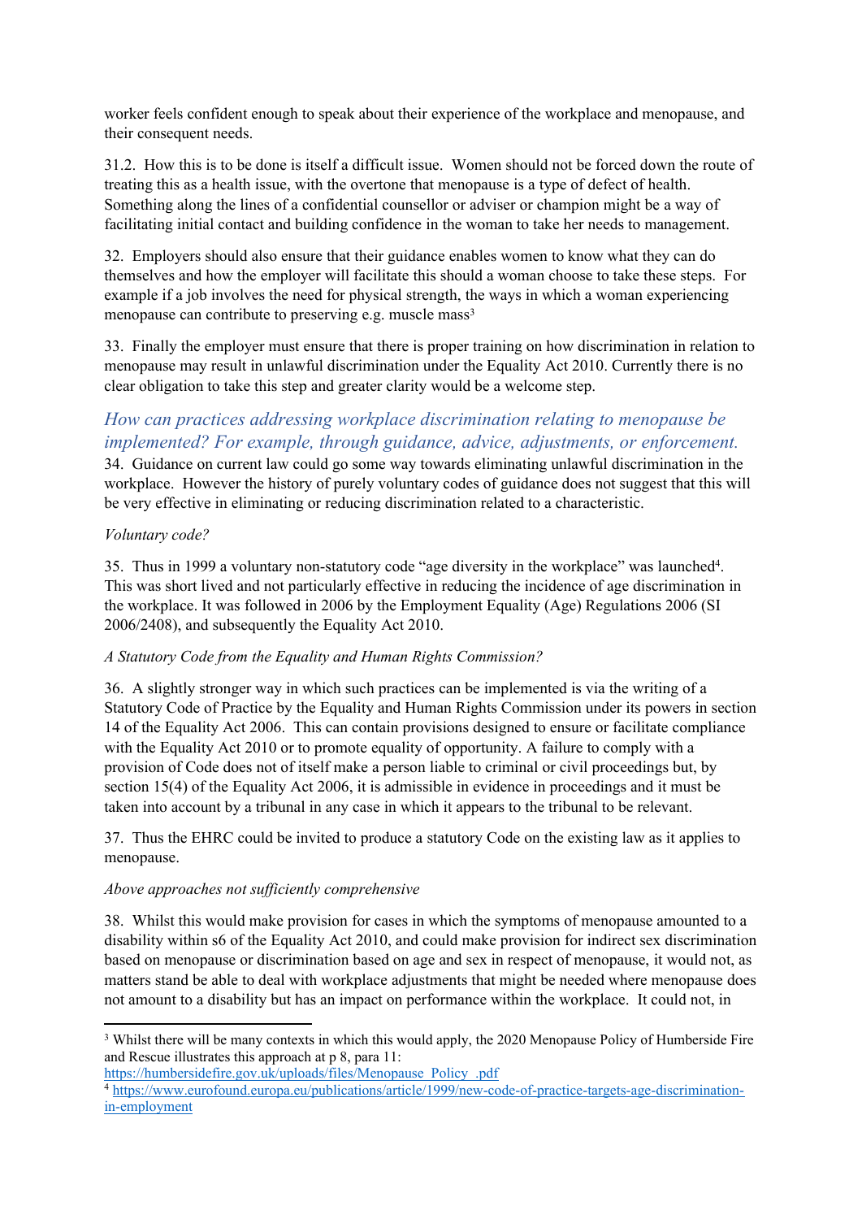worker feels confident enough to speak about their experience of the workplace and menopause, and their consequent needs.

31.2. How this is to be done is itself a difficult issue. Women should not be forced down the route of treating this as a health issue, with the overtone that menopause is a type of defect of health. Something along the lines of a confidential counsellor or adviser or champion might be a way of facilitating initial contact and building confidence in the woman to take her needs to management.

32. Employers should also ensure that their guidance enables women to know what they can do themselves and how the employer will facilitate this should a woman choose to take these steps. For example if a job involves the need for physical strength, the ways in which a woman experiencing menopause can contribute to preserving e.g. muscle mass[3]

33. Finally the employer must ensure that there is proper training on how discrimination in relation to menopause may result in unlawful discrimination under the Equality Act 2010. Currently there is no clear obligation to take this step and greater clarity would be a welcome step.

## *How can practices addressing workplace discrimination relating to menopause be implemented? For example, through guidance, advice, adjustments, or enforcement.*

34. Guidance on current law could go some way towards eliminating unlawful discrimination in the workplace. However the history of purely voluntary codes of guidance does not suggest that this will be very effective in eliminating or reducing discrimination related to a characteristic.

*Voluntary code?*

35. Thus in 1999 a voluntary non-statutory code "age diversity in the workplace" was launched[4]. This was short lived and not particularly effective in reducing the incidence of age discrimination in the workplace. It was followed in 2006 by the Employment Equality (Age) Regulations 2006 (SI 2006/2408), and subsequently the Equality Act 2010.

*A Statutory Code from the Equality and Human Rights Commission?*

36. A slightly stronger way in which such practices can be implemented is via the writing of a Statutory Code of Practice by the Equality and Human Rights Commission under its powers in section 14 of the Equality Act 2006. This can contain provisions designed to ensure or facilitate compliance with the Equality Act 2010 or to promote equality of opportunity. A failure to comply with a provision of Code does not of itself make a person liable to criminal or civil proceedings but, by section 15(4) of the Equality Act 2006, it is admissible in evidence in proceedings and it must be taken into account by a tribunal in any case in which it appears to the tribunal to be relevant.

37. Thus the EHRC could be invited to produce a statutory Code on the existing law as it applies to menopause.

*Above approaches not sufficiently comprehensive*

38. Whilst this would make provision for cases in which the symptoms of menopause amounted to a disability within s6 of the Equality Act 2010, and could make provision for indirect sex discrimination based on menopause or discrimination based on age and sex in respect of menopause, it would not, as matters stand be able to deal with workplace adjustments that might be needed where menopause does not amount to a disability but has an impact on performance within the workplace. It could not, in

---

[3] Whilst there will be many contexts in which this would apply, the 2020 Menopause Policy of Humberside Fire and Rescue illustrates this approach at p 8, para 11: https://humbersidefire.gov.uk/uploads/files/Menopause_Policy_.pdf

[4] https://www.eurofound.europa.eu/publications/article/1999/new-code-of-practice-targets-age-discrimination-in-employment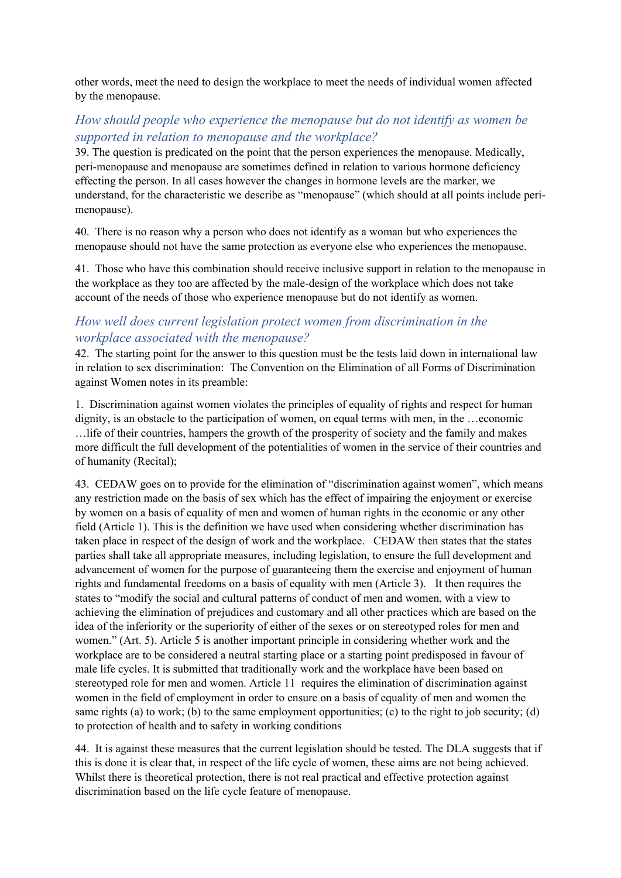other words, meet the need to design the workplace to meet the needs of individual women affected by the menopause.

### *How should people who experience the menopause but do not identify as women be supported in relation to menopause and the workplace?*

39. The question is predicated on the point that the person experiences the menopause. Medically, peri-menopause and menopause are sometimes defined in relation to various hormone deficiency effecting the person. In all cases however the changes in hormone levels are the marker, we understand, for the characteristic we describe as "menopause" (which should at all points include peri-menopause).

40. There is no reason why a person who does not identify as a woman but who experiences the menopause should not have the same protection as everyone else who experiences the menopause.

41. Those who have this combination should receive inclusive support in relation to the menopause in the workplace as they too are affected by the male-design of the workplace which does not take account of the needs of those who experience menopause but do not identify as women.

### *How well does current legislation protect women from discrimination in the workplace associated with the menopause?*

42. The starting point for the answer to this question must be the tests laid down in international law in relation to sex discrimination: The Convention on the Elimination of all Forms of Discrimination against Women notes in its preamble:

1. Discrimination against women violates the principles of equality of rights and respect for human dignity, is an obstacle to the participation of women, on equal terms with men, in the …economic …life of their countries, hampers the growth of the prosperity of society and the family and makes more difficult the full development of the potentialities of women in the service of their countries and of humanity (Recital);

43. CEDAW goes on to provide for the elimination of "discrimination against women", which means any restriction made on the basis of sex which has the effect of impairing the enjoyment or exercise by women on a basis of equality of men and women of human rights in the economic or any other field (Article 1). This is the definition we have used when considering whether discrimination has taken place in respect of the design of work and the workplace. CEDAW then states that the states parties shall take all appropriate measures, including legislation, to ensure the full development and advancement of women for the purpose of guaranteeing them the exercise and enjoyment of human rights and fundamental freedoms on a basis of equality with men (Article 3). It then requires the states to "modify the social and cultural patterns of conduct of men and women, with a view to achieving the elimination of prejudices and customary and all other practices which are based on the idea of the inferiority or the superiority of either of the sexes or on stereotyped roles for men and women." (Art. 5). Article 5 is another important principle in considering whether work and the workplace are to be considered a neutral starting place or a starting point predisposed in favour of male life cycles. It is submitted that traditionally work and the workplace have been based on stereotyped role for men and women. Article 11 requires the elimination of discrimination against women in the field of employment in order to ensure on a basis of equality of men and women the same rights (a) to work; (b) to the same employment opportunities; (c) to the right to job security; (d) to protection of health and to safety in working conditions

44. It is against these measures that the current legislation should be tested. The DLA suggests that if this is done it is clear that, in respect of the life cycle of women, these aims are not being achieved. Whilst there is theoretical protection, there is not real practical and effective protection against discrimination based on the life cycle feature of menopause.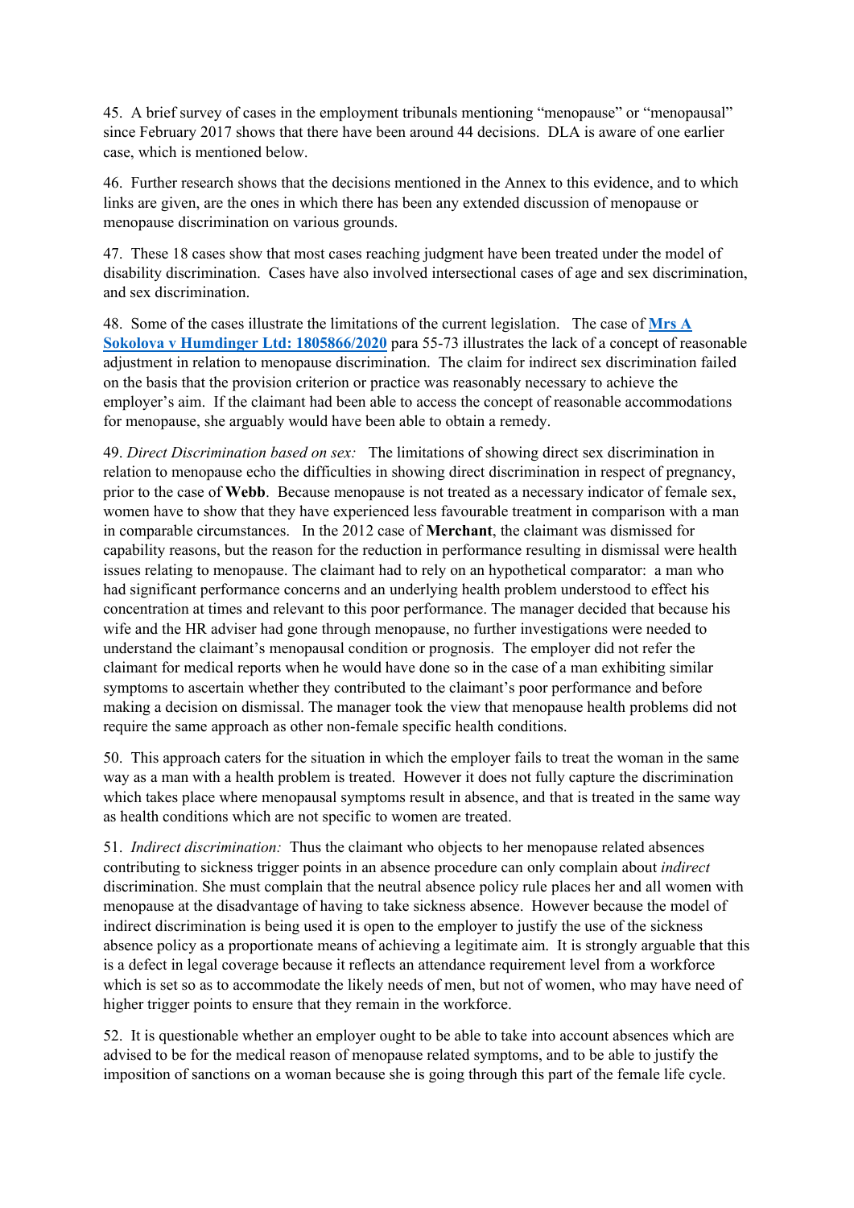45. A brief survey of cases in the employment tribunals mentioning "menopause" or "menopausal" since February 2017 shows that there have been around 44 decisions. DLA is aware of one earlier case, which is mentioned below.

46. Further research shows that the decisions mentioned in the Annex to this evidence, and to which links are given, are the ones in which there has been any extended discussion of menopause or menopause discrimination on various grounds.

47. These 18 cases show that most cases reaching judgment have been treated under the model of disability discrimination. Cases have also involved intersectional cases of age and sex discrimination, and sex discrimination.

48. Some of the cases illustrate the limitations of the current legislation. The case of **Mrs A Sokolova v Humdinger Ltd: 1805866/2020** para 55-73 illustrates the lack of a concept of reasonable adjustment in relation to menopause discrimination. The claim for indirect sex discrimination failed on the basis that the provision criterion or practice was reasonably necessary to achieve the employer's aim. If the claimant had been able to access the concept of reasonable accommodations for menopause, she arguably would have been able to obtain a remedy.

49. *Direct Discrimination based on sex:* The limitations of showing direct sex discrimination in relation to menopause echo the difficulties in showing direct discrimination in respect of pregnancy, prior to the case of **Webb**. Because menopause is not treated as a necessary indicator of female sex, women have to show that they have experienced less favourable treatment in comparison with a man in comparable circumstances. In the 2012 case of **Merchant**, the claimant was dismissed for capability reasons, but the reason for the reduction in performance resulting in dismissal were health issues relating to menopause. The claimant had to rely on an hypothetical comparator: a man who had significant performance concerns and an underlying health problem understood to effect his concentration at times and relevant to this poor performance. The manager decided that because his wife and the HR adviser had gone through menopause, no further investigations were needed to understand the claimant's menopausal condition or prognosis. The employer did not refer the claimant for medical reports when he would have done so in the case of a man exhibiting similar symptoms to ascertain whether they contributed to the claimant's poor performance and before making a decision on dismissal. The manager took the view that menopause health problems did not require the same approach as other non-female specific health conditions.

50. This approach caters for the situation in which the employer fails to treat the woman in the same way as a man with a health problem is treated. However it does not fully capture the discrimination which takes place where menopausal symptoms result in absence, and that is treated in the same way as health conditions which are not specific to women are treated.

51. *Indirect discrimination:* Thus the claimant who objects to her menopause related absences contributing to sickness trigger points in an absence procedure can only complain about *indirect* discrimination. She must complain that the neutral absence policy rule places her and all women with menopause at the disadvantage of having to take sickness absence. However because the model of indirect discrimination is being used it is open to the employer to justify the use of the sickness absence policy as a proportionate means of achieving a legitimate aim. It is strongly arguable that this is a defect in legal coverage because it reflects an attendance requirement level from a workforce which is set so as to accommodate the likely needs of men, but not of women, who may have need of higher trigger points to ensure that they remain in the workforce.

52. It is questionable whether an employer ought to be able to take into account absences which are advised to be for the medical reason of menopause related symptoms, and to be able to justify the imposition of sanctions on a woman because she is going through this part of the female life cycle.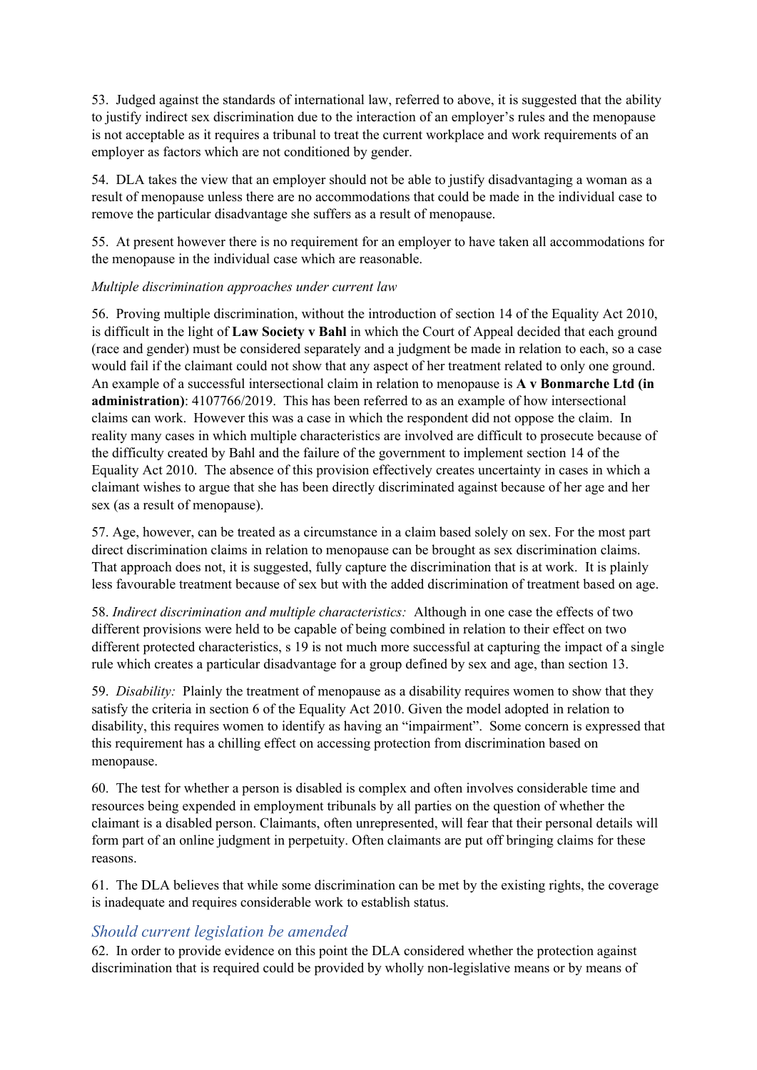53. Judged against the standards of international law, referred to above, it is suggested that the ability to justify indirect sex discrimination due to the interaction of an employer's rules and the menopause is not acceptable as it requires a tribunal to treat the current workplace and work requirements of an employer as factors which are not conditioned by gender.

54. DLA takes the view that an employer should not be able to justify disadvantaging a woman as a result of menopause unless there are no accommodations that could be made in the individual case to remove the particular disadvantage she suffers as a result of menopause.

55. At present however there is no requirement for an employer to have taken all accommodations for the menopause in the individual case which are reasonable.

*Multiple discrimination approaches under current law*

56. Proving multiple discrimination, without the introduction of section 14 of the Equality Act 2010, is difficult in the light of **Law Society v Bahl** in which the Court of Appeal decided that each ground (race and gender) must be considered separately and a judgment be made in relation to each, so a case would fail if the claimant could not show that any aspect of her treatment related to only one ground. An example of a successful intersectional claim in relation to menopause is **A v Bonmarche Ltd (in administration)**: 4107766/2019. This has been referred to as an example of how intersectional claims can work. However this was a case in which the respondent did not oppose the claim. In reality many cases in which multiple characteristics are involved are difficult to prosecute because of the difficulty created by Bahl and the failure of the government to implement section 14 of the Equality Act 2010. The absence of this provision effectively creates uncertainty in cases in which a claimant wishes to argue that she has been directly discriminated against because of her age and her sex (as a result of menopause).

57. Age, however, can be treated as a circumstance in a claim based solely on sex. For the most part direct discrimination claims in relation to menopause can be brought as sex discrimination claims. That approach does not, it is suggested, fully capture the discrimination that is at work. It is plainly less favourable treatment because of sex but with the added discrimination of treatment based on age.

58. *Indirect discrimination and multiple characteristics:* Although in one case the effects of two different provisions were held to be capable of being combined in relation to their effect on two different protected characteristics, s 19 is not much more successful at capturing the impact of a single rule which creates a particular disadvantage for a group defined by sex and age, than section 13.

59. *Disability:* Plainly the treatment of menopause as a disability requires women to show that they satisfy the criteria in section 6 of the Equality Act 2010. Given the model adopted in relation to disability, this requires women to identify as having an "impairment". Some concern is expressed that this requirement has a chilling effect on accessing protection from discrimination based on menopause.

60. The test for whether a person is disabled is complex and often involves considerable time and resources being expended in employment tribunals by all parties on the question of whether the claimant is a disabled person. Claimants, often unrepresented, will fear that their personal details will form part of an online judgment in perpetuity. Often claimants are put off bringing claims for these reasons.

61. The DLA believes that while some discrimination can be met by the existing rights, the coverage is inadequate and requires considerable work to establish status.

## *Should current legislation be amended*

62. In order to provide evidence on this point the DLA considered whether the protection against discrimination that is required could be provided by wholly non-legislative means or by means of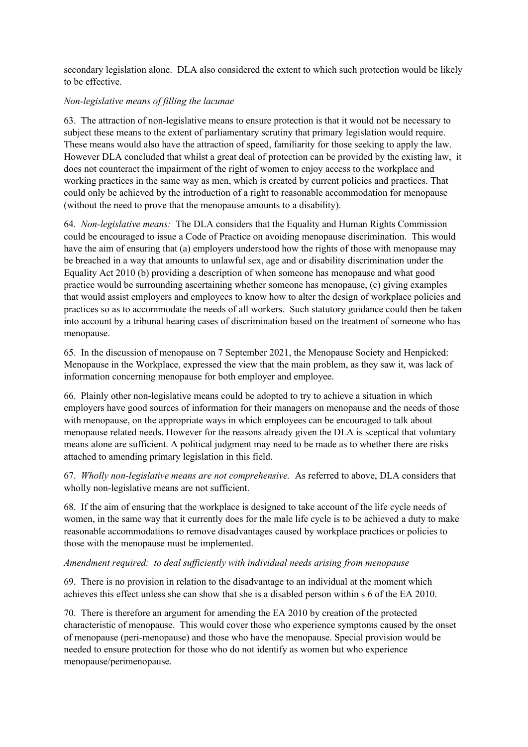secondary legislation alone. DLA also considered the extent to which such protection would be likely to be effective.

*Non-legislative means of filling the lacunae*

63. The attraction of non-legislative means to ensure protection is that it would not be necessary to subject these means to the extent of parliamentary scrutiny that primary legislation would require. These means would also have the attraction of speed, familiarity for those seeking to apply the law. However DLA concluded that whilst a great deal of protection can be provided by the existing law, it does not counteract the impairment of the right of women to enjoy access to the workplace and working practices in the same way as men, which is created by current policies and practices. That could only be achieved by the introduction of a right to reasonable accommodation for menopause (without the need to prove that the menopause amounts to a disability).

64. *Non-legislative means:* The DLA considers that the Equality and Human Rights Commission could be encouraged to issue a Code of Practice on avoiding menopause discrimination. This would have the aim of ensuring that (a) employers understood how the rights of those with menopause may be breached in a way that amounts to unlawful sex, age and or disability discrimination under the Equality Act 2010 (b) providing a description of when someone has menopause and what good practice would be surrounding ascertaining whether someone has menopause, (c) giving examples that would assist employers and employees to know how to alter the design of workplace policies and practices so as to accommodate the needs of all workers. Such statutory guidance could then be taken into account by a tribunal hearing cases of discrimination based on the treatment of someone who has menopause.

65. In the discussion of menopause on 7 September 2021, the Menopause Society and Henpicked: Menopause in the Workplace, expressed the view that the main problem, as they saw it, was lack of information concerning menopause for both employer and employee.

66. Plainly other non-legislative means could be adopted to try to achieve a situation in which employers have good sources of information for their managers on menopause and the needs of those with menopause, on the appropriate ways in which employees can be encouraged to talk about menopause related needs. However for the reasons already given the DLA is sceptical that voluntary means alone are sufficient. A political judgment may need to be made as to whether there are risks attached to amending primary legislation in this field.

67. *Wholly non-legislative means are not comprehensive.* As referred to above, DLA considers that wholly non-legislative means are not sufficient.

68. If the aim of ensuring that the workplace is designed to take account of the life cycle needs of women, in the same way that it currently does for the male life cycle is to be achieved a duty to make reasonable accommodations to remove disadvantages caused by workplace practices or policies to those with the menopause must be implemented.

*Amendment required: to deal sufficiently with individual needs arising from menopause*

69. There is no provision in relation to the disadvantage to an individual at the moment which achieves this effect unless she can show that she is a disabled person within s 6 of the EA 2010.

70. There is therefore an argument for amending the EA 2010 by creation of the protected characteristic of menopause. This would cover those who experience symptoms caused by the onset of menopause (peri-menopause) and those who have the menopause. Special provision would be needed to ensure protection for those who do not identify as women but who experience menopause/perimenopause.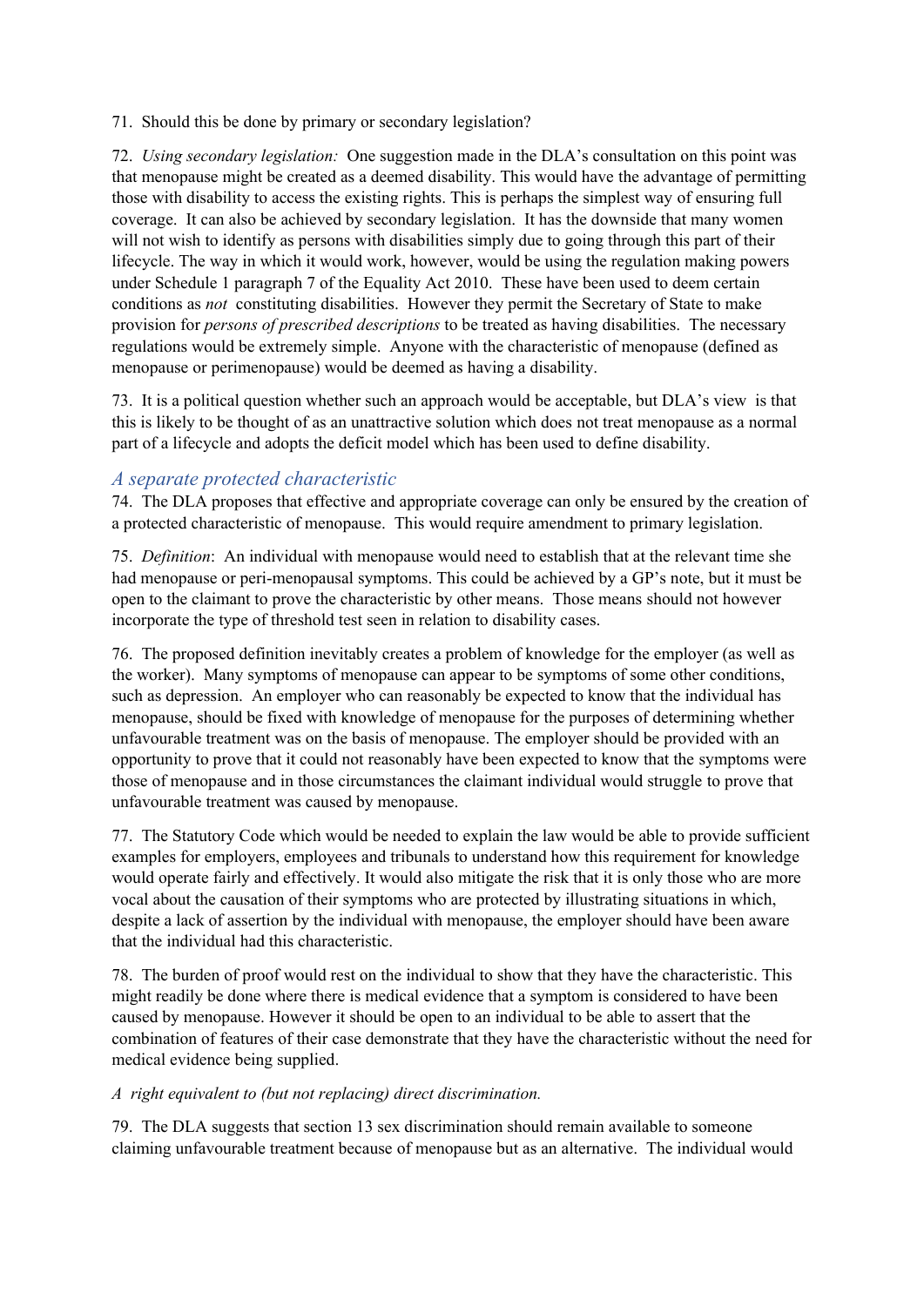71. Should this be done by primary or secondary legislation?

72. *Using secondary legislation:* One suggestion made in the DLA's consultation on this point was that menopause might be created as a deemed disability. This would have the advantage of permitting those with disability to access the existing rights. This is perhaps the simplest way of ensuring full coverage. It can also be achieved by secondary legislation. It has the downside that many women will not wish to identify as persons with disabilities simply due to going through this part of their lifecycle. The way in which it would work, however, would be using the regulation making powers under Schedule 1 paragraph 7 of the Equality Act 2010. These have been used to deem certain conditions as *not* constituting disabilities. However they permit the Secretary of State to make provision for *persons of prescribed descriptions* to be treated as having disabilities. The necessary regulations would be extremely simple. Anyone with the characteristic of menopause (defined as menopause or perimenopause) would be deemed as having a disability.

73. It is a political question whether such an approach would be acceptable, but DLA's view is that this is likely to be thought of as an unattractive solution which does not treat menopause as a normal part of a lifecycle and adopts the deficit model which has been used to define disability.

## *A separate protected characteristic*

74. The DLA proposes that effective and appropriate coverage can only be ensured by the creation of a protected characteristic of menopause. This would require amendment to primary legislation.

75. *Definition*: An individual with menopause would need to establish that at the relevant time she had menopause or peri-menopausal symptoms. This could be achieved by a GP's note, but it must be open to the claimant to prove the characteristic by other means. Those means should not however incorporate the type of threshold test seen in relation to disability cases.

76. The proposed definition inevitably creates a problem of knowledge for the employer (as well as the worker). Many symptoms of menopause can appear to be symptoms of some other conditions, such as depression. An employer who can reasonably be expected to know that the individual has menopause, should be fixed with knowledge of menopause for the purposes of determining whether unfavourable treatment was on the basis of menopause. The employer should be provided with an opportunity to prove that it could not reasonably have been expected to know that the symptoms were those of menopause and in those circumstances the claimant individual would struggle to prove that unfavourable treatment was caused by menopause.

77. The Statutory Code which would be needed to explain the law would be able to provide sufficient examples for employers, employees and tribunals to understand how this requirement for knowledge would operate fairly and effectively. It would also mitigate the risk that it is only those who are more vocal about the causation of their symptoms who are protected by illustrating situations in which, despite a lack of assertion by the individual with menopause, the employer should have been aware that the individual had this characteristic.

78. The burden of proof would rest on the individual to show that they have the characteristic. This might readily be done where there is medical evidence that a symptom is considered to have been caused by menopause. However it should be open to an individual to be able to assert that the combination of features of their case demonstrate that they have the characteristic without the need for medical evidence being supplied.

*A right equivalent to (but not replacing) direct discrimination.*

79. The DLA suggests that section 13 sex discrimination should remain available to someone claiming unfavourable treatment because of menopause but as an alternative. The individual would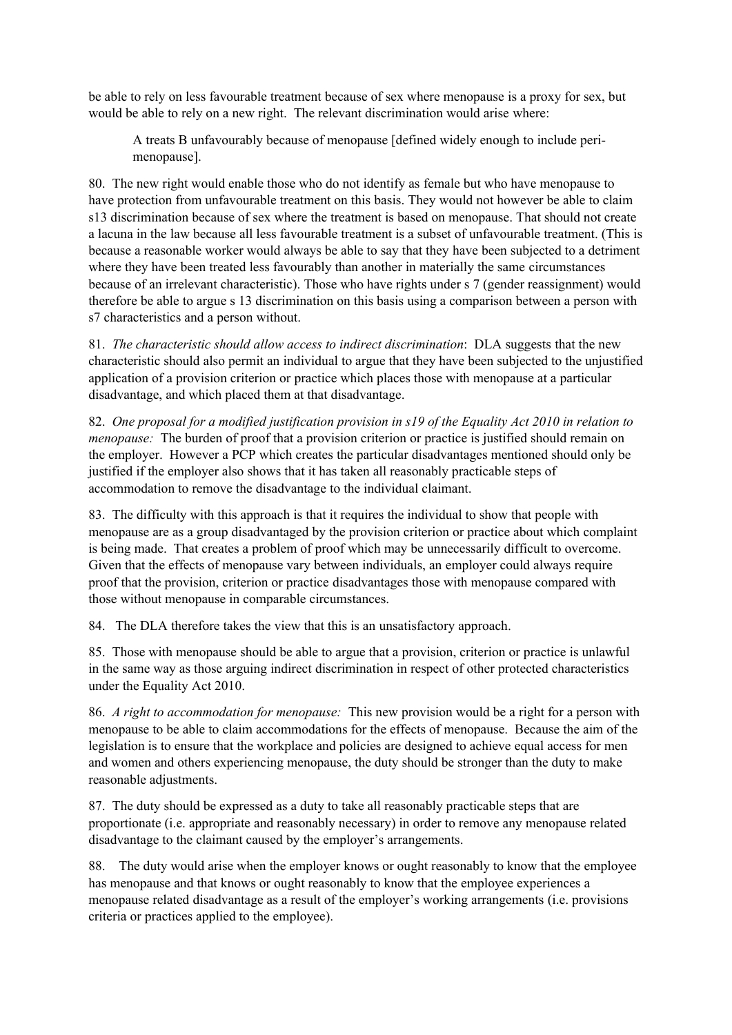be able to rely on less favourable treatment because of sex where menopause is a proxy for sex, but would be able to rely on a new right. The relevant discrimination would arise where:

> A treats B unfavourably because of menopause [defined widely enough to include peri-menopause].

80. The new right would enable those who do not identify as female but who have menopause to have protection from unfavourable treatment on this basis. They would not however be able to claim s13 discrimination because of sex where the treatment is based on menopause. That should not create a lacuna in the law because all less favourable treatment is a subset of unfavourable treatment. (This is because a reasonable worker would always be able to say that they have been subjected to a detriment where they have been treated less favourably than another in materially the same circumstances because of an irrelevant characteristic). Those who have rights under s 7 (gender reassignment) would therefore be able to argue s 13 discrimination on this basis using a comparison between a person with s7 characteristics and a person without.

81. *The characteristic should allow access to indirect discrimination*: DLA suggests that the new characteristic should also permit an individual to argue that they have been subjected to the unjustified application of a provision criterion or practice which places those with menopause at a particular disadvantage, and which placed them at that disadvantage.

82. *One proposal for a modified justification provision in s19 of the Equality Act 2010 in relation to menopause:* The burden of proof that a provision criterion or practice is justified should remain on the employer. However a PCP which creates the particular disadvantages mentioned should only be justified if the employer also shows that it has taken all reasonably practicable steps of accommodation to remove the disadvantage to the individual claimant.

83. The difficulty with this approach is that it requires the individual to show that people with menopause are as a group disadvantaged by the provision criterion or practice about which complaint is being made. That creates a problem of proof which may be unnecessarily difficult to overcome. Given that the effects of menopause vary between individuals, an employer could always require proof that the provision, criterion or practice disadvantages those with menopause compared with those without menopause in comparable circumstances.

84. The DLA therefore takes the view that this is an unsatisfactory approach.

85. Those with menopause should be able to argue that a provision, criterion or practice is unlawful in the same way as those arguing indirect discrimination in respect of other protected characteristics under the Equality Act 2010.

86. *A right to accommodation for menopause:* This new provision would be a right for a person with menopause to be able to claim accommodations for the effects of menopause. Because the aim of the legislation is to ensure that the workplace and policies are designed to achieve equal access for men and women and others experiencing menopause, the duty should be stronger than the duty to make reasonable adjustments.

87. The duty should be expressed as a duty to take all reasonably practicable steps that are proportionate (i.e. appropriate and reasonably necessary) in order to remove any menopause related disadvantage to the claimant caused by the employer's arrangements.

88. The duty would arise when the employer knows or ought reasonably to know that the employee has menopause and that knows or ought reasonably to know that the employee experiences a menopause related disadvantage as a result of the employer's working arrangements (i.e. provisions criteria or practices applied to the employee).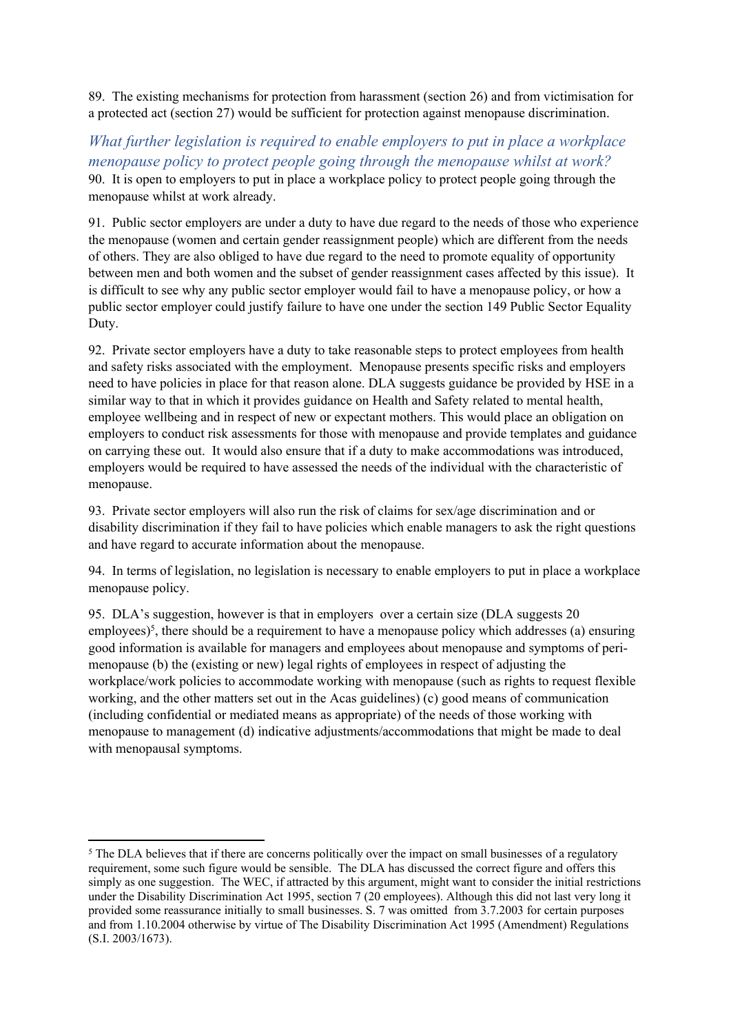89. The existing mechanisms for protection from harassment (section 26) and from victimisation for a protected act (section 27) would be sufficient for protection against menopause discrimination.

### *What further legislation is required to enable employers to put in place a workplace menopause policy to protect people going through the menopause whilst at work?*

90. It is open to employers to put in place a workplace policy to protect people going through the menopause whilst at work already.

91. Public sector employers are under a duty to have due regard to the needs of those who experience the menopause (women and certain gender reassignment people) which are different from the needs of others. They are also obliged to have due regard to the need to promote equality of opportunity between men and both women and the subset of gender reassignment cases affected by this issue). It is difficult to see why any public sector employer would fail to have a menopause policy, or how a public sector employer could justify failure to have one under the section 149 Public Sector Equality Duty.

92. Private sector employers have a duty to take reasonable steps to protect employees from health and safety risks associated with the employment. Menopause presents specific risks and employers need to have policies in place for that reason alone. DLA suggests guidance be provided by HSE in a similar way to that in which it provides guidance on Health and Safety related to mental health, employee wellbeing and in respect of new or expectant mothers. This would place an obligation on employers to conduct risk assessments for those with menopause and provide templates and guidance on carrying these out. It would also ensure that if a duty to make accommodations was introduced, employers would be required to have assessed the needs of the individual with the characteristic of menopause.

93. Private sector employers will also run the risk of claims for sex/age discrimination and or disability discrimination if they fail to have policies which enable managers to ask the right questions and have regard to accurate information about the menopause.

94. In terms of legislation, no legislation is necessary to enable employers to put in place a workplace menopause policy.

95. DLA's suggestion, however is that in employers over a certain size (DLA suggests 20 employees)[5], there should be a requirement to have a menopause policy which addresses (a) ensuring good information is available for managers and employees about menopause and symptoms of peri-menopause (b) the (existing or new) legal rights of employees in respect of adjusting the workplace/work policies to accommodate working with menopause (such as rights to request flexible working, and the other matters set out in the Acas guidelines) (c) good means of communication (including confidential or mediated means as appropriate) of the needs of those working with menopause to management (d) indicative adjustments/accommodations that might be made to deal with menopausal symptoms.

---

[5] The DLA believes that if there are concerns politically over the impact on small businesses of a regulatory requirement, some such figure would be sensible. The DLA has discussed the correct figure and offers this simply as one suggestion. The WEC, if attracted by this argument, might want to consider the initial restrictions under the Disability Discrimination Act 1995, section 7 (20 employees). Although this did not last very long it provided some reassurance initially to small businesses. S. 7 was omitted from 3.7.2003 for certain purposes and from 1.10.2004 otherwise by virtue of The Disability Discrimination Act 1995 (Amendment) Regulations (S.I. 2003/1673).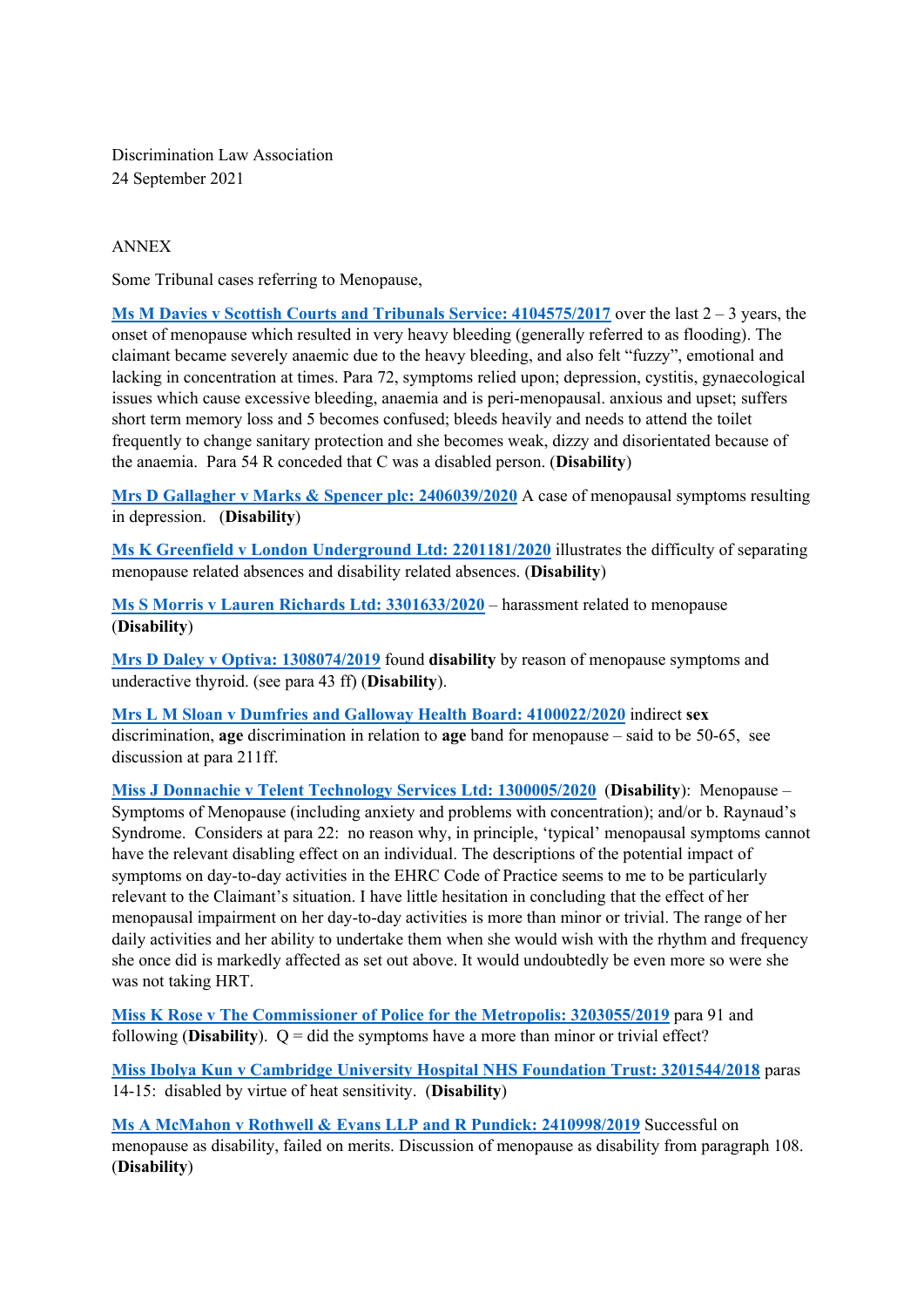Discrimination Law Association
24 September 2021

ANNEX

Some Tribunal cases referring to Menopause,

**Ms M Davies v Scottish Courts and Tribunals Service: 4104575/2017** over the last 2 – 3 years, the onset of menopause which resulted in very heavy bleeding (generally referred to as flooding). The claimant became severely anaemic due to the heavy bleeding, and also felt "fuzzy", emotional and lacking in concentration at times. Para 72, symptoms relied upon; depression, cystitis, gynaecological issues which cause excessive bleeding, anaemia and is peri-menopausal. anxious and upset; suffers short term memory loss and 5 becomes confused; bleeds heavily and needs to attend the toilet frequently to change sanitary protection and she becomes weak, dizzy and disorientated because of the anaemia. Para 54 R conceded that C was a disabled person. (**Disability**)

**Mrs D Gallagher v Marks & Spencer plc: 2406039/2020** A case of menopausal symptoms resulting in depression. (**Disability**)

**Ms K Greenfield v London Underground Ltd: 2201181/2020** illustrates the difficulty of separating menopause related absences and disability related absences. (**Disability**)

**Ms S Morris v Lauren Richards Ltd: 3301633/2020** – harassment related to menopause (**Disability**)

**Mrs D Daley v Optiva: 1308074/2019** found **disability** by reason of menopause symptoms and underactive thyroid. (see para 43 ff) (**Disability**).

**Mrs L M Sloan v Dumfries and Galloway Health Board: 4100022/2020** indirect **sex** discrimination, **age** discrimination in relation to **age** band for menopause – said to be 50-65, see discussion at para 211ff.

**Miss J Donnachie v Telent Technology Services Ltd: 1300005/2020** (**Disability**): Menopause – Symptoms of Menopause (including anxiety and problems with concentration); and/or b. Raynaud's Syndrome. Considers at para 22: no reason why, in principle, 'typical' menopausal symptoms cannot have the relevant disabling effect on an individual. The descriptions of the potential impact of symptoms on day-to-day activities in the EHRC Code of Practice seems to me to be particularly relevant to the Claimant's situation. I have little hesitation in concluding that the effect of her menopausal impairment on her day-to-day activities is more than minor or trivial. The range of her daily activities and her ability to undertake them when she would wish with the rhythm and frequency she once did is markedly affected as set out above. It would undoubtedly be even more so were she was not taking HRT.

**Miss K Rose v The Commissioner of Police for the Metropolis: 3203055/2019** para 91 and following (**Disability**). Q = did the symptoms have a more than minor or trivial effect?

**Miss Ibolya Kun v Cambridge University Hospital NHS Foundation Trust: 3201544/2018** paras 14-15: disabled by virtue of heat sensitivity. (**Disability**)

**Ms A McMahon v Rothwell & Evans LLP and R Pundick: 2410998/2019** Successful on menopause as disability, failed on merits. Discussion of menopause as disability from paragraph 108. (**Disability**)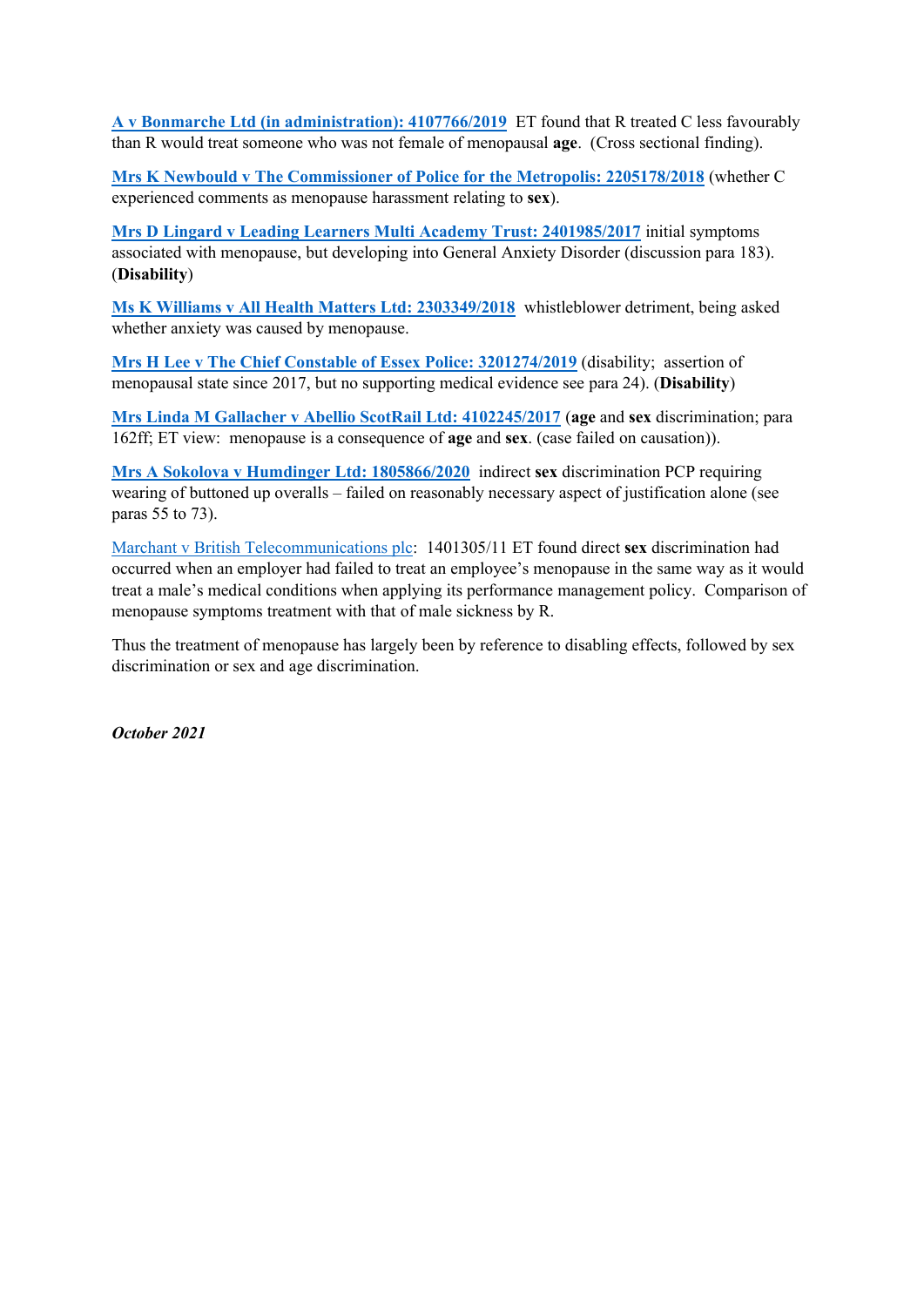**A v Bonmarche Ltd (in administration): 4107766/2019** ET found that R treated C less favourably than R would treat someone who was not female of menopausal **age**. (Cross sectional finding).

**Mrs K Newbould v The Commissioner of Police for the Metropolis: 2205178/2018** (whether C experienced comments as menopause harassment relating to **sex**).

**Mrs D Lingard v Leading Learners Multi Academy Trust: 2401985/2017** initial symptoms associated with menopause, but developing into General Anxiety Disorder (discussion para 183). (**Disability**)

**Ms K Williams v All Health Matters Ltd: 2303349/2018** whistleblower detriment, being asked whether anxiety was caused by menopause.

**Mrs H Lee v The Chief Constable of Essex Police: 3201274/2019** (disability; assertion of menopausal state since 2017, but no supporting medical evidence see para 24). (**Disability**)

**Mrs Linda M Gallacher v Abellio ScotRail Ltd: 4102245/2017** (**age** and **sex** discrimination; para 162ff; ET view: menopause is a consequence of **age** and **sex**. (case failed on causation)).

**Mrs A Sokolova v Humdinger Ltd: 1805866/2020** indirect **sex** discrimination PCP requiring wearing of buttoned up overalls – failed on reasonably necessary aspect of justification alone (see paras 55 to 73).

Marchant v British Telecommunications plc: 1401305/11 ET found direct **sex** discrimination had occurred when an employer had failed to treat an employee's menopause in the same way as it would treat a male's medical conditions when applying its performance management policy. Comparison of menopause symptoms treatment with that of male sickness by R.

Thus the treatment of menopause has largely been by reference to disabling effects, followed by sex discrimination or sex and age discrimination.

***October 2021***